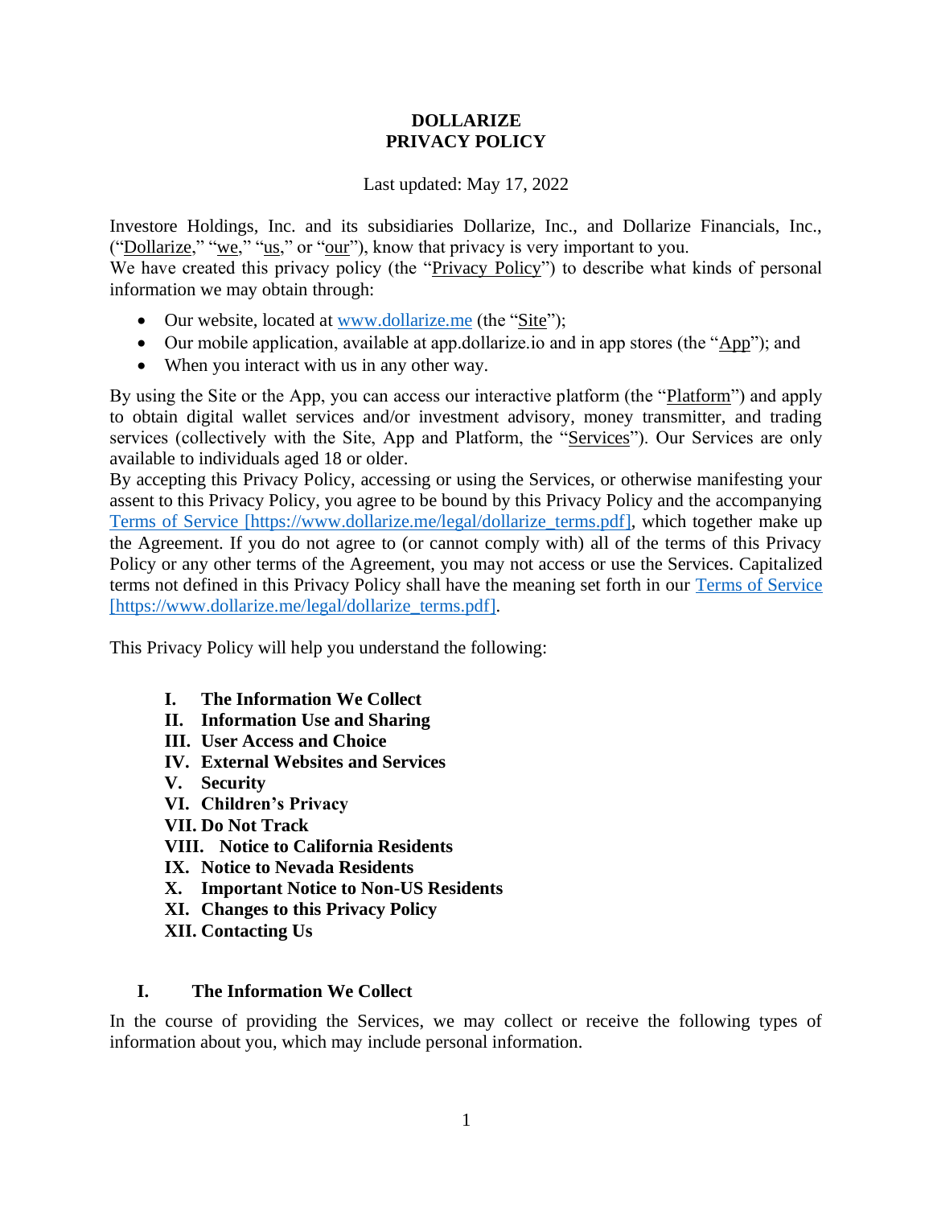# DOLLARIZE
# PRIVACY POLICY

Last updated: May 17, 2022

Investore Holdings, Inc. and its subsidiaries Dollarize, Inc., and Dollarize Financials, Inc., ("Dollarize," "we," "us," or "our"), know that privacy is very important to you.
We have created this privacy policy (the "Privacy Policy") to describe what kinds of personal information we may obtain through:

- Our website, located at [www.dollarize.me](http://www.dollarize.me) (the "Site");
- Our mobile application, available at app.dollarize.io and in app stores (the "App"); and
- When you interact with us in any other way.

By using the Site or the App, you can access our interactive platform (the "Platform") and apply to obtain digital wallet services and/or investment advisory, money transmitter, and trading services (collectively with the Site, App and Platform, the "Services"). Our Services are only available to individuals aged 18 or older.
By accepting this Privacy Policy, accessing or using the Services, or otherwise manifesting your assent to this Privacy Policy, you agree to be bound by this Privacy Policy and the accompanying Terms of Service [https://www.dollarize.me/legal/dollarize_terms.pdf], which together make up the Agreement. If you do not agree to (or cannot comply with) all of the terms of this Privacy Policy or any other terms of the Agreement, you may not access or use the Services. Capitalized terms not defined in this Privacy Policy shall have the meaning set forth in our Terms of Service [https://www.dollarize.me/legal/dollarize_terms.pdf].

This Privacy Policy will help you understand the following:

- **I. The Information We Collect**
- **II. Information Use and Sharing**
- **III. User Access and Choice**
- **IV. External Websites and Services**
- **V. Security**
- **VI. Children's Privacy**
- **VII. Do Not Track**
- **VIII. Notice to California Residents**
- **IX. Notice to Nevada Residents**
- **X. Important Notice to Non-US Residents**
- **XI. Changes to this Privacy Policy**
- **XII. Contacting Us**

## I. The Information We Collect

In the course of providing the Services, we may collect or receive the following types of information about you, which may include personal information.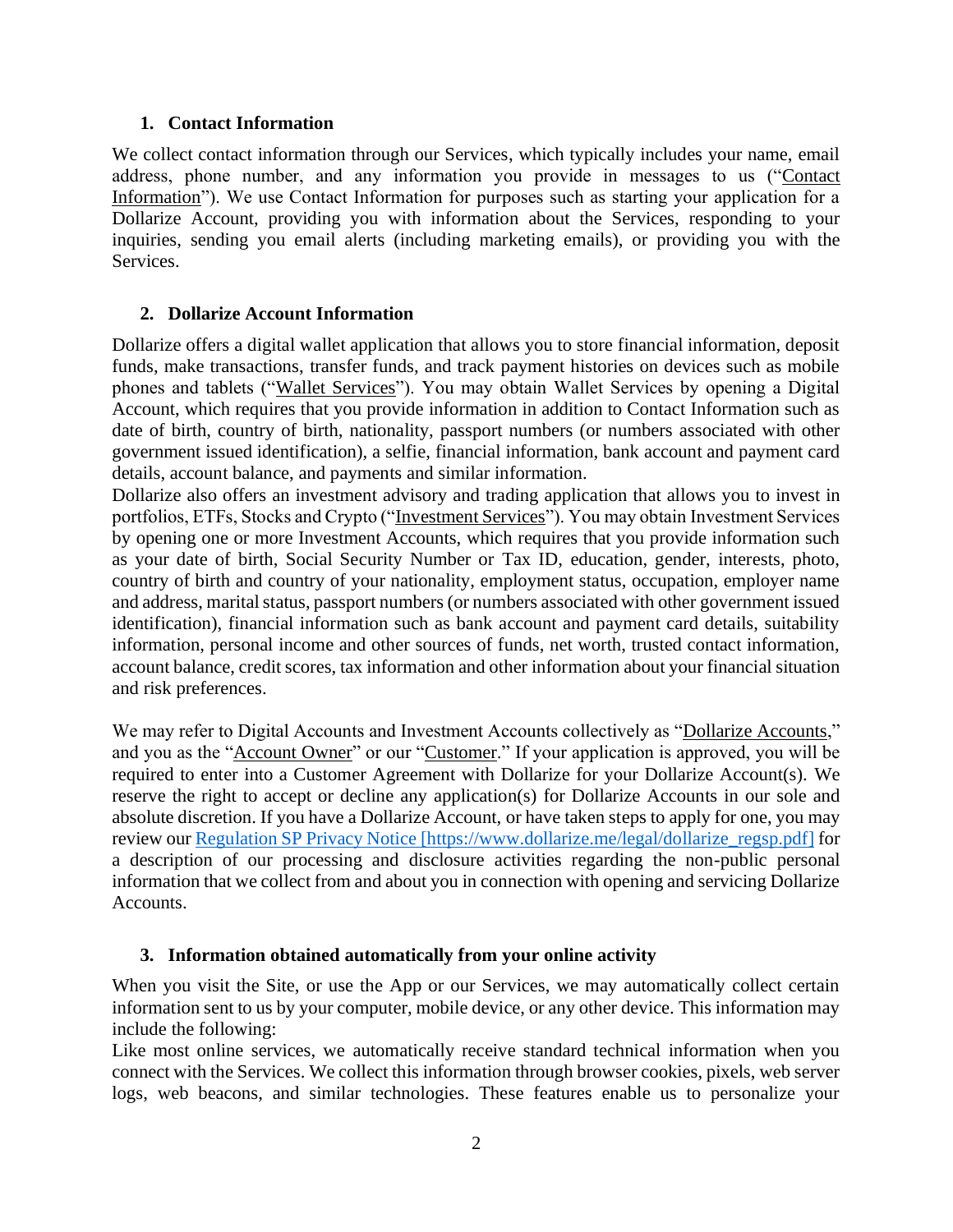### 1. Contact Information

We collect contact information through our Services, which typically includes your name, email address, phone number, and any information you provide in messages to us ("Contact Information"). We use Contact Information for purposes such as starting your application for a Dollarize Account, providing you with information about the Services, responding to your inquiries, sending you email alerts (including marketing emails), or providing you with the Services.

### 2. Dollarize Account Information

Dollarize offers a digital wallet application that allows you to store financial information, deposit funds, make transactions, transfer funds, and track payment histories on devices such as mobile phones and tablets ("Wallet Services"). You may obtain Wallet Services by opening a Digital Account, which requires that you provide information in addition to Contact Information such as date of birth, country of birth, nationality, passport numbers (or numbers associated with other government issued identification), a selfie, financial information, bank account and payment card details, account balance, and payments and similar information.

Dollarize also offers an investment advisory and trading application that allows you to invest in portfolios, ETFs, Stocks and Crypto ("Investment Services"). You may obtain Investment Services by opening one or more Investment Accounts, which requires that you provide information such as your date of birth, Social Security Number or Tax ID, education, gender, interests, photo, country of birth and country of your nationality, employment status, occupation, employer name and address, marital status, passport numbers (or numbers associated with other government issued identification), financial information such as bank account and payment card details, suitability information, personal income and other sources of funds, net worth, trusted contact information, account balance, credit scores, tax information and other information about your financial situation and risk preferences.

We may refer to Digital Accounts and Investment Accounts collectively as "Dollarize Accounts," and you as the "Account Owner" or our "Customer." If your application is approved, you will be required to enter into a Customer Agreement with Dollarize for your Dollarize Account(s). We reserve the right to accept or decline any application(s) for Dollarize Accounts in our sole and absolute discretion. If you have a Dollarize Account, or have taken steps to apply for one, you may review our [Regulation SP Privacy Notice [https://www.dollarize.me/legal/dollarize_regsp.pdf]](https://www.dollarize.me/legal/dollarize_regsp.pdf) for a description of our processing and disclosure activities regarding the non-public personal information that we collect from and about you in connection with opening and servicing Dollarize Accounts.

### 3. Information obtained automatically from your online activity

When you visit the Site, or use the App or our Services, we may automatically collect certain information sent to us by your computer, mobile device, or any other device. This information may include the following:

Like most online services, we automatically receive standard technical information when you connect with the Services. We collect this information through browser cookies, pixels, web server logs, web beacons, and similar technologies. These features enable us to personalize your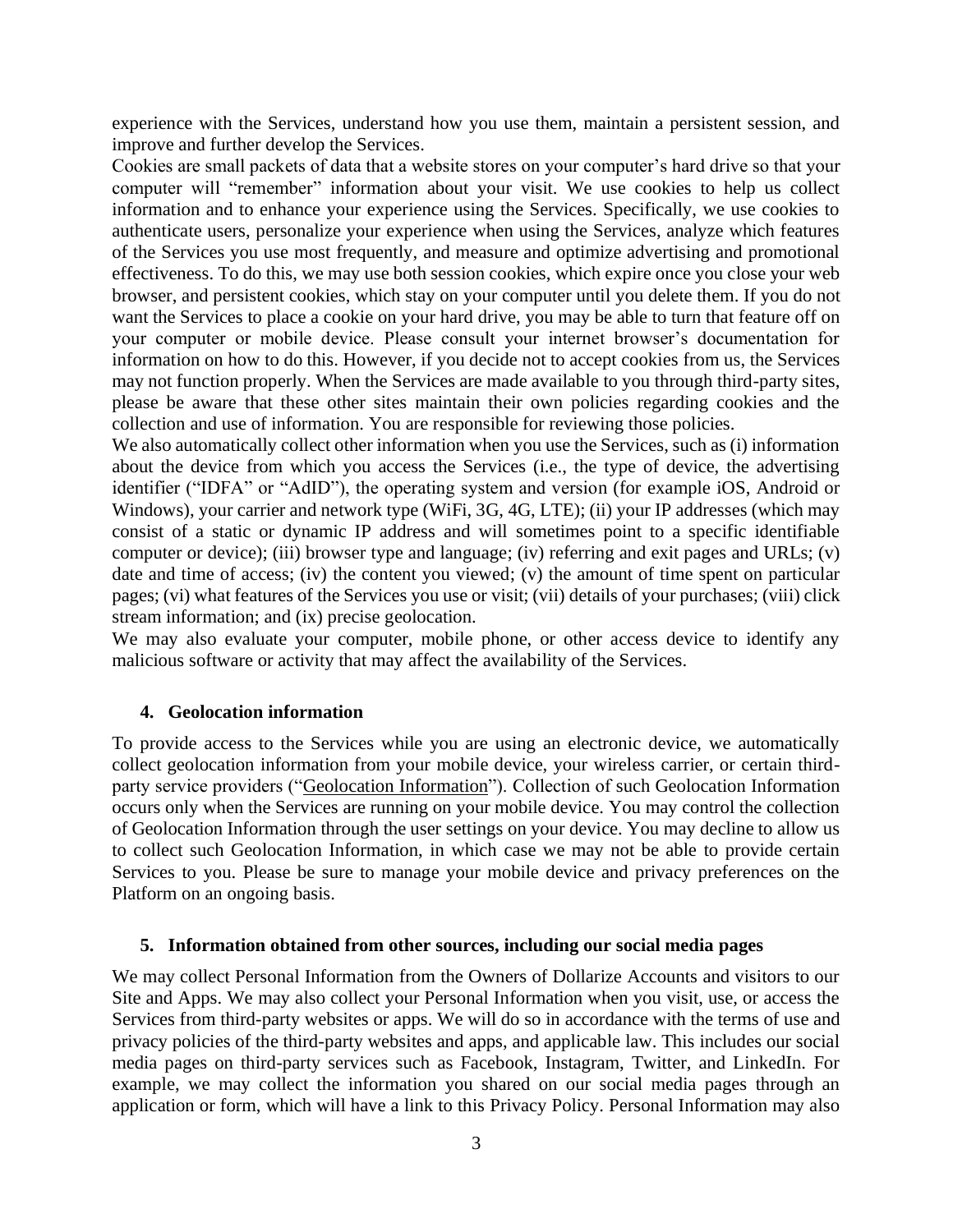experience with the Services, understand how you use them, maintain a persistent session, and improve and further develop the Services.

Cookies are small packets of data that a website stores on your computer's hard drive so that your computer will "remember" information about your visit. We use cookies to help us collect information and to enhance your experience using the Services. Specifically, we use cookies to authenticate users, personalize your experience when using the Services, analyze which features of the Services you use most frequently, and measure and optimize advertising and promotional effectiveness. To do this, we may use both session cookies, which expire once you close your web browser, and persistent cookies, which stay on your computer until you delete them. If you do not want the Services to place a cookie on your hard drive, you may be able to turn that feature off on your computer or mobile device. Please consult your internet browser's documentation for information on how to do this. However, if you decide not to accept cookies from us, the Services may not function properly. When the Services are made available to you through third-party sites, please be aware that these other sites maintain their own policies regarding cookies and the collection and use of information. You are responsible for reviewing those policies.

We also automatically collect other information when you use the Services, such as (i) information about the device from which you access the Services (i.e., the type of device, the advertising identifier ("IDFA" or "AdID"), the operating system and version (for example iOS, Android or Windows), your carrier and network type (WiFi, 3G, 4G, LTE); (ii) your IP addresses (which may consist of a static or dynamic IP address and will sometimes point to a specific identifiable computer or device); (iii) browser type and language; (iv) referring and exit pages and URLs; (v) date and time of access; (iv) the content you viewed; (v) the amount of time spent on particular pages; (vi) what features of the Services you use or visit; (vii) details of your purchases; (viii) click stream information; and (ix) precise geolocation.

We may also evaluate your computer, mobile phone, or other access device to identify any malicious software or activity that may affect the availability of the Services.

### 4. Geolocation information

To provide access to the Services while you are using an electronic device, we automatically collect geolocation information from your mobile device, your wireless carrier, or certain third-party service providers ("Geolocation Information"). Collection of such Geolocation Information occurs only when the Services are running on your mobile device. You may control the collection of Geolocation Information through the user settings on your device. You may decline to allow us to collect such Geolocation Information, in which case we may not be able to provide certain Services to you. Please be sure to manage your mobile device and privacy preferences on the Platform on an ongoing basis.

### 5. Information obtained from other sources, including our social media pages

We may collect Personal Information from the Owners of Dollarize Accounts and visitors to our Site and Apps. We may also collect your Personal Information when you visit, use, or access the Services from third-party websites or apps. We will do so in accordance with the terms of use and privacy policies of the third-party websites and apps, and applicable law. This includes our social media pages on third-party services such as Facebook, Instagram, Twitter, and LinkedIn. For example, we may collect the information you shared on our social media pages through an application or form, which will have a link to this Privacy Policy. Personal Information may also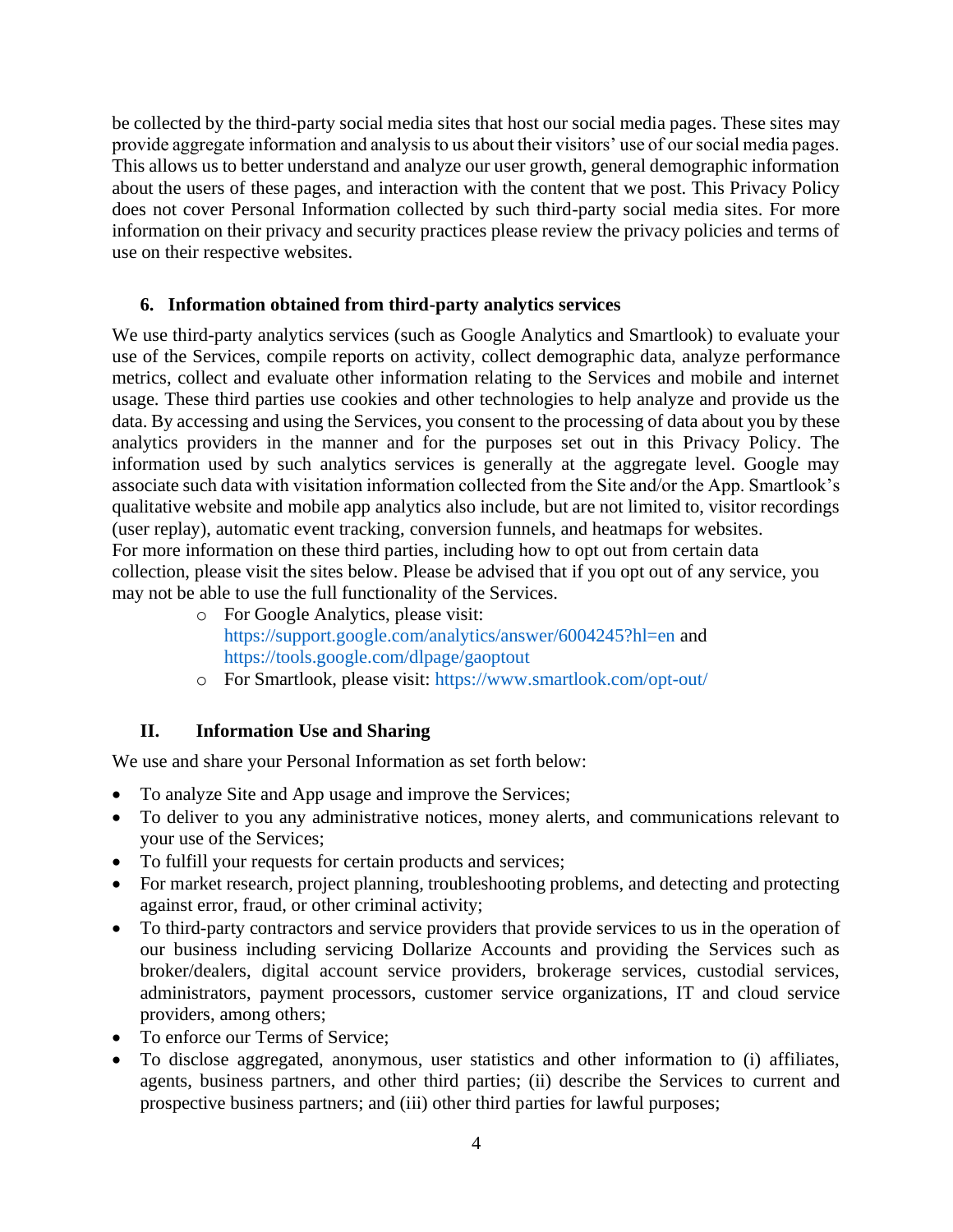be collected by the third-party social media sites that host our social media pages. These sites may provide aggregate information and analysis to us about their visitors' use of our social media pages. This allows us to better understand and analyze our user growth, general demographic information about the users of these pages, and interaction with the content that we post. This Privacy Policy does not cover Personal Information collected by such third-party social media sites. For more information on their privacy and security practices please review the privacy policies and terms of use on their respective websites.

### 6. Information obtained from third-party analytics services

We use third-party analytics services (such as Google Analytics and Smartlook) to evaluate your use of the Services, compile reports on activity, collect demographic data, analyze performance metrics, collect and evaluate other information relating to the Services and mobile and internet usage. These third parties use cookies and other technologies to help analyze and provide us the data. By accessing and using the Services, you consent to the processing of data about you by these analytics providers in the manner and for the purposes set out in this Privacy Policy. The information used by such analytics services is generally at the aggregate level. Google may associate such data with visitation information collected from the Site and/or the App. Smartlook's qualitative website and mobile app analytics also include, but are not limited to, visitor recordings (user replay), automatic event tracking, conversion funnels, and heatmaps for websites.
For more information on these third parties, including how to opt out from certain data collection, please visit the sites below. Please be advised that if you opt out of any service, you may not be able to use the full functionality of the Services.

- For Google Analytics, please visit: https://support.google.com/analytics/answer/6004245?hl=en and https://tools.google.com/dlpage/gaoptout
- For Smartlook, please visit: https://www.smartlook.com/opt-out/

## II. Information Use and Sharing

We use and share your Personal Information as set forth below:

- To analyze Site and App usage and improve the Services;
- To deliver to you any administrative notices, money alerts, and communications relevant to your use of the Services;
- To fulfill your requests for certain products and services;
- For market research, project planning, troubleshooting problems, and detecting and protecting against error, fraud, or other criminal activity;
- To third-party contractors and service providers that provide services to us in the operation of our business including servicing Dollarize Accounts and providing the Services such as broker/dealers, digital account service providers, brokerage services, custodial services, administrators, payment processors, customer service organizations, IT and cloud service providers, among others;
- To enforce our Terms of Service;
- To disclose aggregated, anonymous, user statistics and other information to (i) affiliates, agents, business partners, and other third parties; (ii) describe the Services to current and prospective business partners; and (iii) other third parties for lawful purposes;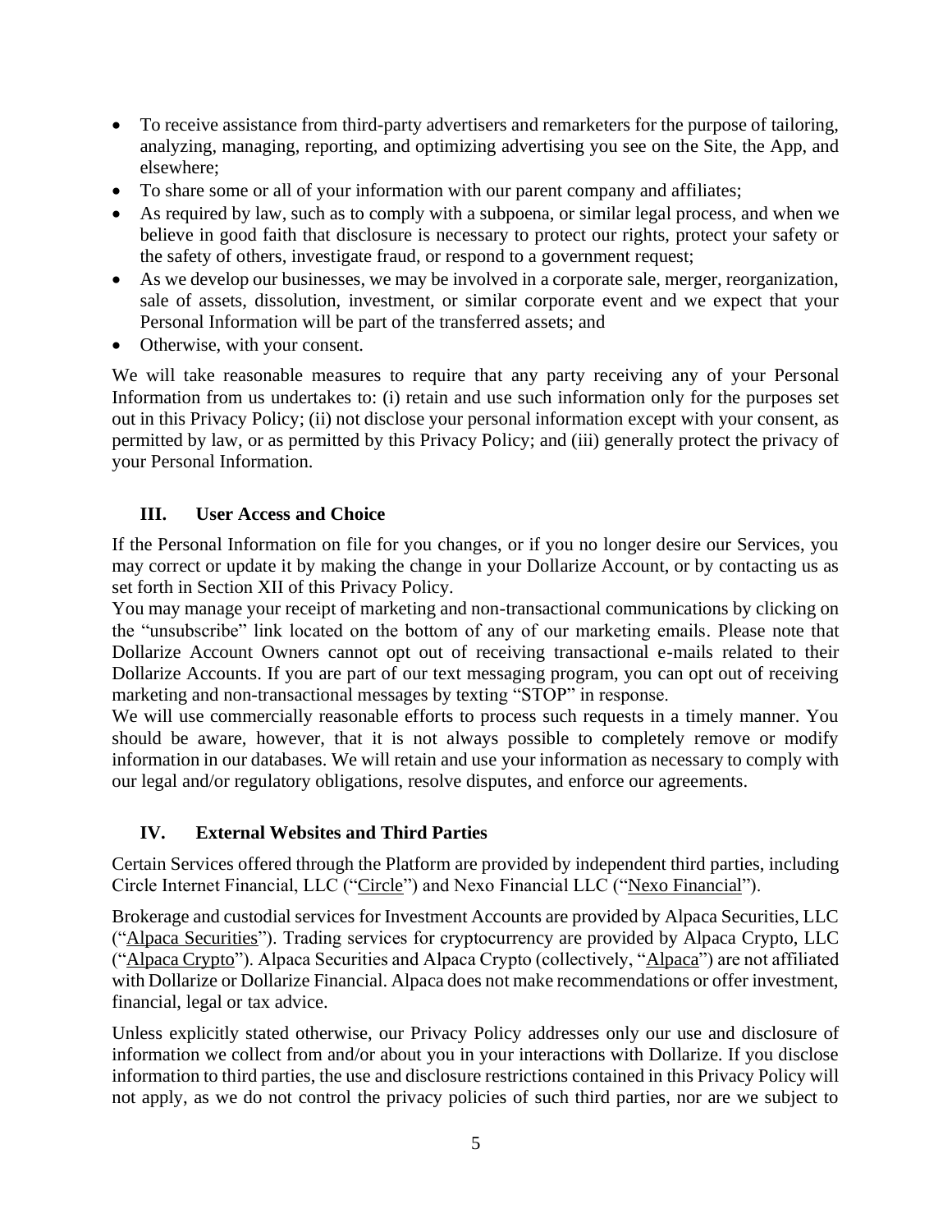- To receive assistance from third-party advertisers and remarketers for the purpose of tailoring, analyzing, managing, reporting, and optimizing advertising you see on the Site, the App, and elsewhere;
- To share some or all of your information with our parent company and affiliates;
- As required by law, such as to comply with a subpoena, or similar legal process, and when we believe in good faith that disclosure is necessary to protect our rights, protect your safety or the safety of others, investigate fraud, or respond to a government request;
- As we develop our businesses, we may be involved in a corporate sale, merger, reorganization, sale of assets, dissolution, investment, or similar corporate event and we expect that your Personal Information will be part of the transferred assets; and
- Otherwise, with your consent.

We will take reasonable measures to require that any party receiving any of your Personal Information from us undertakes to: (i) retain and use such information only for the purposes set out in this Privacy Policy; (ii) not disclose your personal information except with your consent, as permitted by law, or as permitted by this Privacy Policy; and (iii) generally protect the privacy of your Personal Information.

## III. User Access and Choice

If the Personal Information on file for you changes, or if you no longer desire our Services, you may correct or update it by making the change in your Dollarize Account, or by contacting us as set forth in Section XII of this Privacy Policy.

You may manage your receipt of marketing and non-transactional communications by clicking on the "unsubscribe" link located on the bottom of any of our marketing emails. Please note that Dollarize Account Owners cannot opt out of receiving transactional e-mails related to their Dollarize Accounts. If you are part of our text messaging program, you can opt out of receiving marketing and non-transactional messages by texting "STOP" in response.

We will use commercially reasonable efforts to process such requests in a timely manner. You should be aware, however, that it is not always possible to completely remove or modify information in our databases. We will retain and use your information as necessary to comply with our legal and/or regulatory obligations, resolve disputes, and enforce our agreements.

## IV. External Websites and Third Parties

Certain Services offered through the Platform are provided by independent third parties, including Circle Internet Financial, LLC ("Circle") and Nexo Financial LLC ("Nexo Financial").

Brokerage and custodial services for Investment Accounts are provided by Alpaca Securities, LLC ("Alpaca Securities"). Trading services for cryptocurrency are provided by Alpaca Crypto, LLC ("Alpaca Crypto"). Alpaca Securities and Alpaca Crypto (collectively, "Alpaca") are not affiliated with Dollarize or Dollarize Financial. Alpaca does not make recommendations or offer investment, financial, legal or tax advice.

Unless explicitly stated otherwise, our Privacy Policy addresses only our use and disclosure of information we collect from and/or about you in your interactions with Dollarize. If you disclose information to third parties, the use and disclosure restrictions contained in this Privacy Policy will not apply, as we do not control the privacy policies of such third parties, nor are we subject to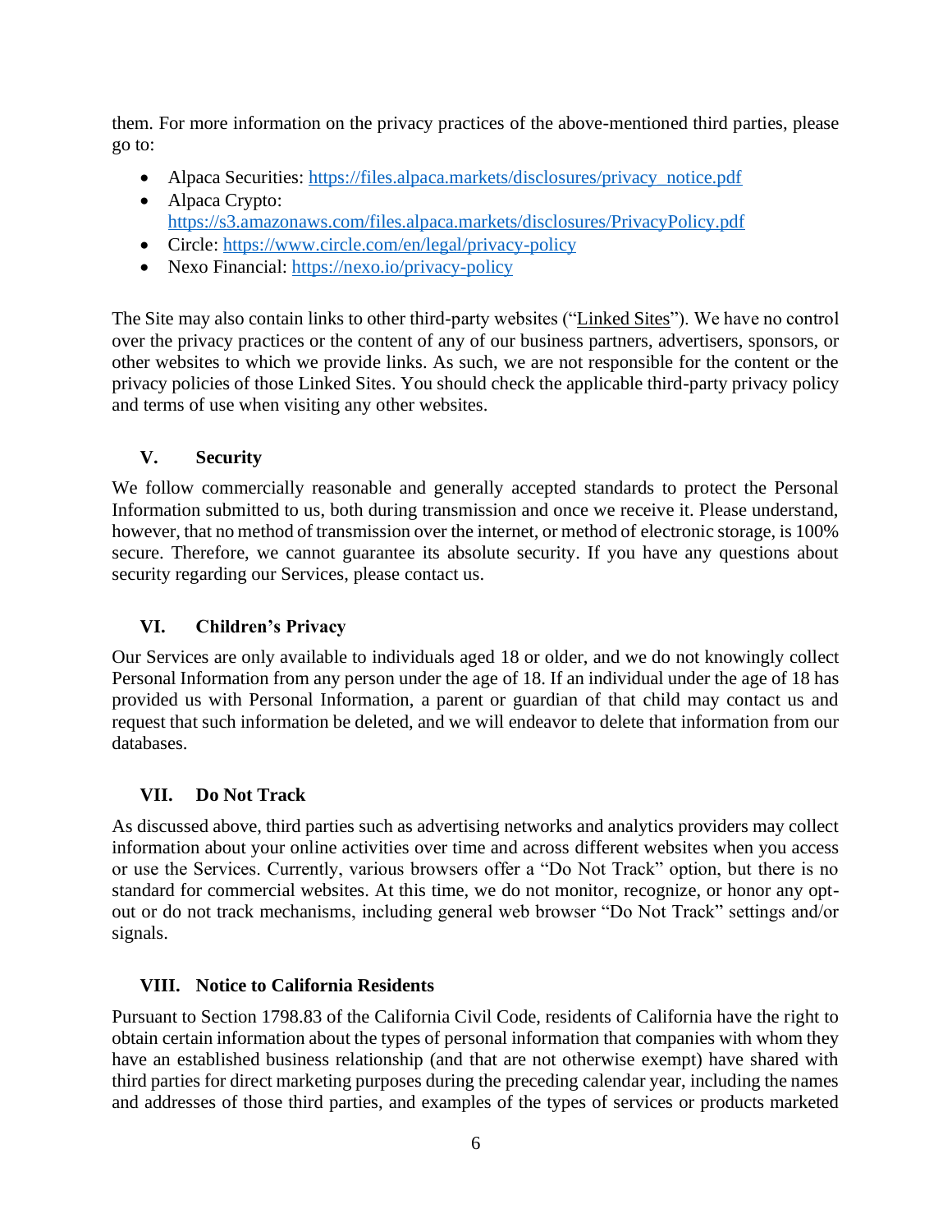them. For more information on the privacy practices of the above-mentioned third parties, please go to:

- Alpaca Securities: [https://files.alpaca.markets/disclosures/privacy_notice.pdf](https://files.alpaca.markets/disclosures/privacy_notice.pdf)
- Alpaca Crypto: [https://s3.amazonaws.com/files.alpaca.markets/disclosures/PrivacyPolicy.pdf](https://s3.amazonaws.com/files.alpaca.markets/disclosures/PrivacyPolicy.pdf)
- Circle: [https://www.circle.com/en/legal/privacy-policy](https://www.circle.com/en/legal/privacy-policy)
- Nexo Financial: [https://nexo.io/privacy-policy](https://nexo.io/privacy-policy)

The Site may also contain links to other third-party websites ("Linked Sites"). We have no control over the privacy practices or the content of any of our business partners, advertisers, sponsors, or other websites to which we provide links. As such, we are not responsible for the content or the privacy policies of those Linked Sites. You should check the applicable third-party privacy policy and terms of use when visiting any other websites.

## V. Security

We follow commercially reasonable and generally accepted standards to protect the Personal Information submitted to us, both during transmission and once we receive it. Please understand, however, that no method of transmission over the internet, or method of electronic storage, is 100% secure. Therefore, we cannot guarantee its absolute security. If you have any questions about security regarding our Services, please contact us.

## VI. Children's Privacy

Our Services are only available to individuals aged 18 or older, and we do not knowingly collect Personal Information from any person under the age of 18. If an individual under the age of 18 has provided us with Personal Information, a parent or guardian of that child may contact us and request that such information be deleted, and we will endeavor to delete that information from our databases.

## VII. Do Not Track

As discussed above, third parties such as advertising networks and analytics providers may collect information about your online activities over time and across different websites when you access or use the Services. Currently, various browsers offer a "Do Not Track" option, but there is no standard for commercial websites. At this time, we do not monitor, recognize, or honor any opt-out or do not track mechanisms, including general web browser "Do Not Track" settings and/or signals.

## VIII. Notice to California Residents

Pursuant to Section 1798.83 of the California Civil Code, residents of California have the right to obtain certain information about the types of personal information that companies with whom they have an established business relationship (and that are not otherwise exempt) have shared with third parties for direct marketing purposes during the preceding calendar year, including the names and addresses of those third parties, and examples of the types of services or products marketed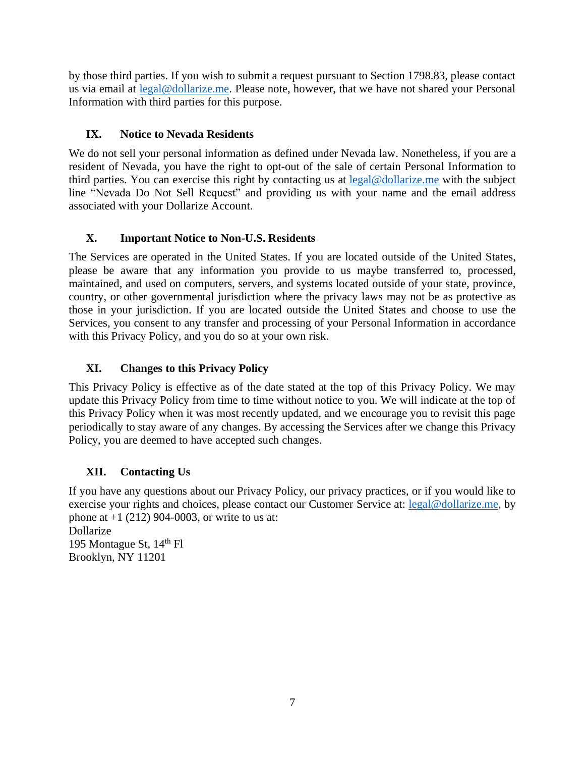by those third parties. If you wish to submit a request pursuant to Section 1798.83, please contact us via email at legal@dollarize.me. Please note, however, that we have not shared your Personal Information with third parties for this purpose.

## IX. Notice to Nevada Residents

We do not sell your personal information as defined under Nevada law. Nonetheless, if you are a resident of Nevada, you have the right to opt-out of the sale of certain Personal Information to third parties. You can exercise this right by contacting us at legal@dollarize.me with the subject line "Nevada Do Not Sell Request" and providing us with your name and the email address associated with your Dollarize Account.

## X. Important Notice to Non-U.S. Residents

The Services are operated in the United States. If you are located outside of the United States, please be aware that any information you provide to us maybe transferred to, processed, maintained, and used on computers, servers, and systems located outside of your state, province, country, or other governmental jurisdiction where the privacy laws may not be as protective as those in your jurisdiction. If you are located outside the United States and choose to use the Services, you consent to any transfer and processing of your Personal Information in accordance with this Privacy Policy, and you do so at your own risk.

## XI. Changes to this Privacy Policy

This Privacy Policy is effective as of the date stated at the top of this Privacy Policy. We may update this Privacy Policy from time to time without notice to you. We will indicate at the top of this Privacy Policy when it was most recently updated, and we encourage you to revisit this page periodically to stay aware of any changes. By accessing the Services after we change this Privacy Policy, you are deemed to have accepted such changes.

## XII. Contacting Us

If you have any questions about our Privacy Policy, our privacy practices, or if you would like to exercise your rights and choices, please contact our Customer Service at: legal@dollarize.me, by phone at +1 (212) 904-0003, or write to us at:

Dollarize
195 Montague St, 14th Fl
Brooklyn, NY 11201